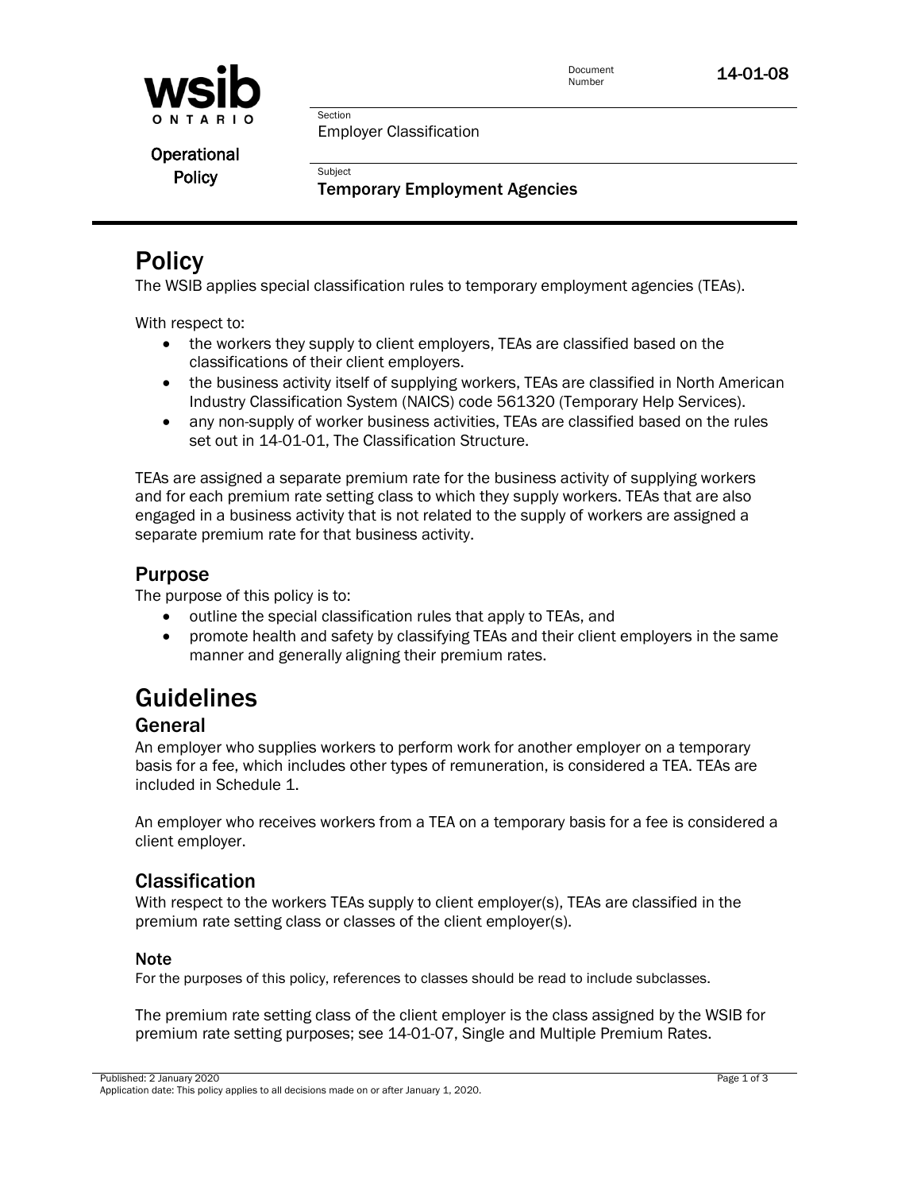Document Number 14-01-08

Section
Employer Classification

Operational Policy

Subject
**Temporary Employment Agencies**

# Policy

The WSIB applies special classification rules to temporary employment agencies (TEAs).

With respect to:

- the workers they supply to client employers, TEAs are classified based on the classifications of their client employers.
- the business activity itself of supplying workers, TEAs are classified in North American Industry Classification System (NAICS) code 561320 (Temporary Help Services).
- any non-supply of worker business activities, TEAs are classified based on the rules set out in 14-01-01, The Classification Structure.

TEAs are assigned a separate premium rate for the business activity of supplying workers and for each premium rate setting class to which they supply workers. TEAs that are also engaged in a business activity that is not related to the supply of workers are assigned a separate premium rate for that business activity.

## Purpose

The purpose of this policy is to:

- outline the special classification rules that apply to TEAs, and
- promote health and safety by classifying TEAs and their client employers in the same manner and generally aligning their premium rates.

# Guidelines

## General

An employer who supplies workers to perform work for another employer on a temporary basis for a fee, which includes other types of remuneration, is considered a TEA. TEAs are included in Schedule 1.

An employer who receives workers from a TEA on a temporary basis for a fee is considered a client employer.

## Classification

With respect to the workers TEAs supply to client employer(s), TEAs are classified in the premium rate setting class or classes of the client employer(s).

### Note

For the purposes of this policy, references to classes should be read to include subclasses.

The premium rate setting class of the client employer is the class assigned by the WSIB for premium rate setting purposes; see 14-01-07, Single and Multiple Premium Rates.

Published: 2 January 2020
Application date: This policy applies to all decisions made on or after January 1, 2020.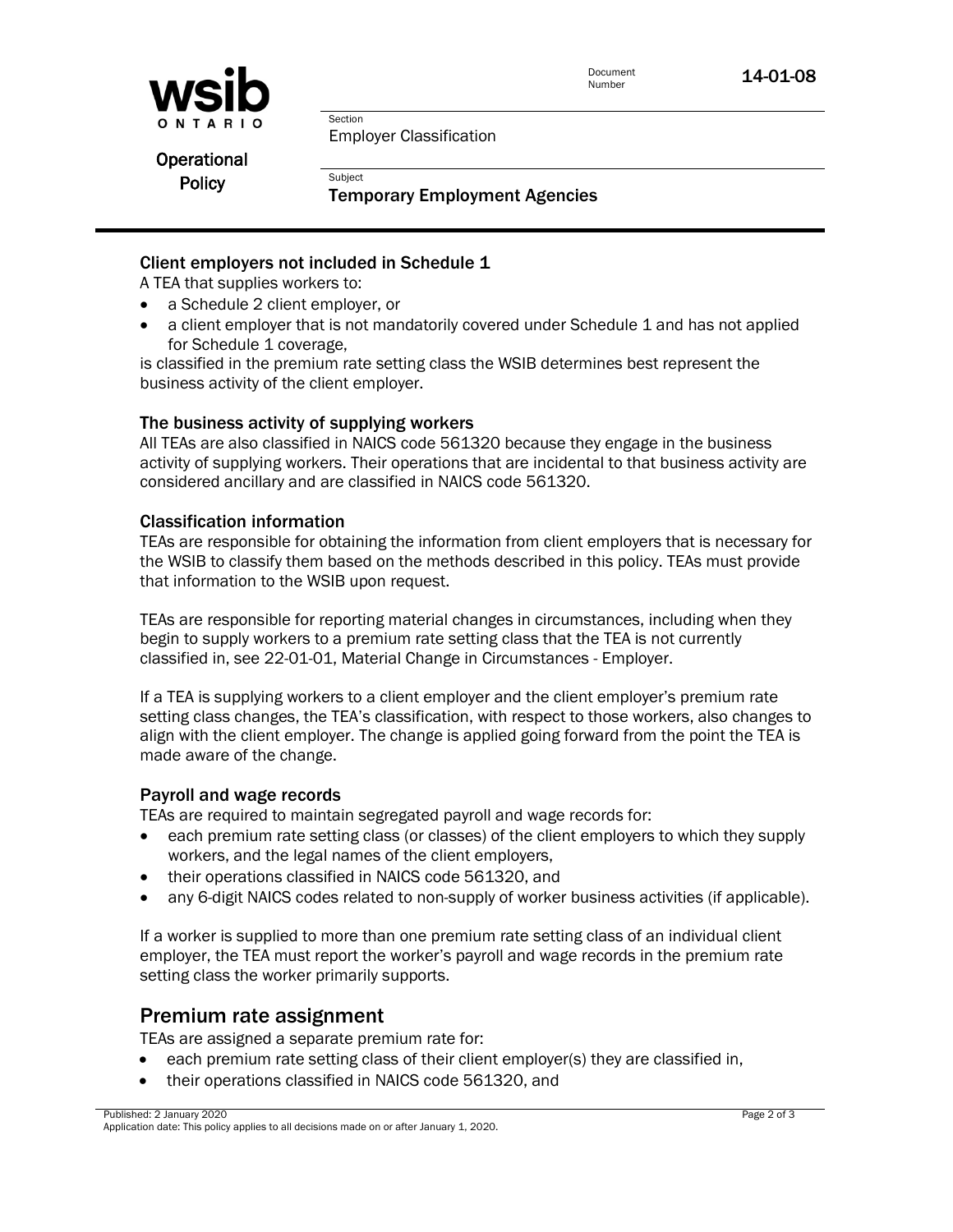### Client employers not included in Schedule 1

A TEA that supplies workers to:

- a Schedule 2 client employer, or
- a client employer that is not mandatorily covered under Schedule 1 and has not applied for Schedule 1 coverage,

is classified in the premium rate setting class the WSIB determines best represent the business activity of the client employer.

### The business activity of supplying workers

All TEAs are also classified in NAICS code 561320 because they engage in the business activity of supplying workers. Their operations that are incidental to that business activity are considered ancillary and are classified in NAICS code 561320.

### Classification information

TEAs are responsible for obtaining the information from client employers that is necessary for the WSIB to classify them based on the methods described in this policy. TEAs must provide that information to the WSIB upon request.

TEAs are responsible for reporting material changes in circumstances, including when they begin to supply workers to a premium rate setting class that the TEA is not currently classified in, see 22-01-01, Material Change in Circumstances - Employer.

If a TEA is supplying workers to a client employer and the client employer's premium rate setting class changes, the TEA's classification, with respect to those workers, also changes to align with the client employer. The change is applied going forward from the point the TEA is made aware of the change.

### Payroll and wage records

TEAs are required to maintain segregated payroll and wage records for:

- each premium rate setting class (or classes) of the client employers to which they supply workers, and the legal names of the client employers,
- their operations classified in NAICS code 561320, and
- any 6-digit NAICS codes related to non-supply of worker business activities (if applicable).

If a worker is supplied to more than one premium rate setting class of an individual client employer, the TEA must report the worker's payroll and wage records in the premium rate setting class the worker primarily supports.

## Premium rate assignment

TEAs are assigned a separate premium rate for:

- each premium rate setting class of their client employer(s) they are classified in,
- their operations classified in NAICS code 561320, and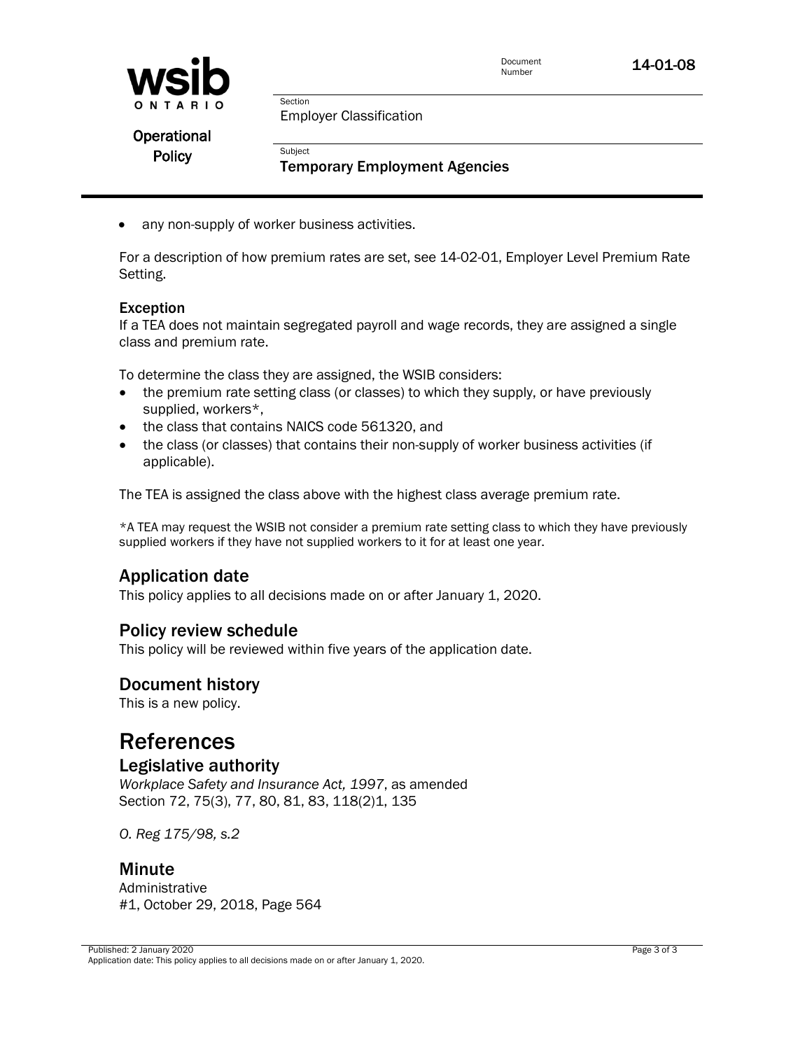- any non-supply of worker business activities.

For a description of how premium rates are set, see 14-02-01, Employer Level Premium Rate Setting.

### Exception

If a TEA does not maintain segregated payroll and wage records, they are assigned a single class and premium rate.

To determine the class they are assigned, the WSIB considers:

- the premium rate setting class (or classes) to which they supply, or have previously supplied, workers*,
- the class that contains NAICS code 561320, and
- the class (or classes) that contains their non-supply of worker business activities (if applicable).

The TEA is assigned the class above with the highest class average premium rate.

*A TEA may request the WSIB not consider a premium rate setting class to which they have previously supplied workers if they have not supplied workers to it for at least one year.

## Application date

This policy applies to all decisions made on or after January 1, 2020.

## Policy review schedule

This policy will be reviewed within five years of the application date.

## Document history

This is a new policy.

# References

## Legislative authority

*Workplace Safety and Insurance Act, 1997*, as amended
Section 72, 75(3), 77, 80, 81, 83, 118(2)1, 135

*O. Reg 175/98, s.2*

## Minute

Administrative
#1, October 29, 2018, Page 564